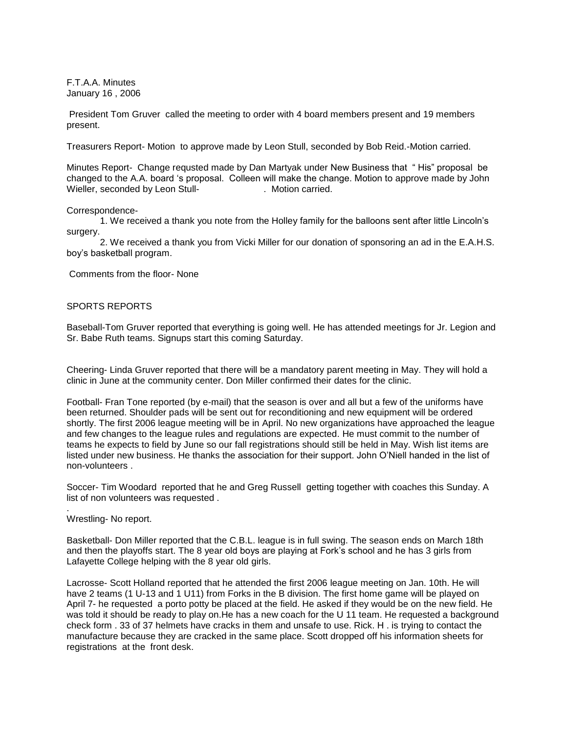F.T.A.A. Minutes
January 16 , 2006

President Tom Gruver called the meeting to order with 4 board members present and 19 members present.

Treasurers Report- Motion to approve made by Leon Stull, seconded by Bob Reid.-Motion carried.

Minutes Report- Change requsted made by Dan Martyak under New Business that " His" proposal be changed to the A.A. board 's proposal. Colleen will make the change. Motion to approve made by John Wieller, seconded by Leon Stull- . Motion carried.

Correspondence-

1. We received a thank you note from the Holley family for the balloons sent after little Lincoln's surgery.

2. We received a thank you from Vicki Miller for our donation of sponsoring an ad in the E.A.H.S. boy's basketball program.

Comments from the floor- None

SPORTS REPORTS

Baseball-Tom Gruver reported that everything is going well. He has attended meetings for Jr. Legion and Sr. Babe Ruth teams. Signups start this coming Saturday.

Cheering- Linda Gruver reported that there will be a mandatory parent meeting in May. They will hold a clinic in June at the community center. Don Miller confirmed their dates for the clinic.

Football- Fran Tone reported (by e-mail) that the season is over and all but a few of the uniforms have been returned. Shoulder pads will be sent out for reconditioning and new equipment will be ordered shortly. The first 2006 league meeting will be in April. No new organizations have approached the league and few changes to the league rules and regulations are expected. He must commit to the number of teams he expects to field by June so our fall registrations should still be held in May. Wish list items are listed under new business. He thanks the association for their support. John O'Niell handed in the list of non-volunteers .

Soccer- Tim Woodard reported that he and Greg Russell getting together with coaches this Sunday. A list of non volunteers was requested .

.
Wrestling- No report.

Basketball- Don Miller reported that the C.B.L. league is in full swing. The season ends on March 18th and then the playoffs start. The 8 year old boys are playing at Fork's school and he has 3 girls from Lafayette College helping with the 8 year old girls.

Lacrosse- Scott Holland reported that he attended the first 2006 league meeting on Jan. 10th. He will have 2 teams (1 U-13 and 1 U11) from Forks in the B division. The first home game will be played on April 7- he requested a porto potty be placed at the field. He asked if they would be on the new field. He was told it should be ready to play on.He has a new coach for the U 11 team. He requested a background check form . 33 of 37 helmets have cracks in them and unsafe to use. Rick. H . is trying to contact the manufacture because they are cracked in the same place. Scott dropped off his information sheets for registrations at the front desk.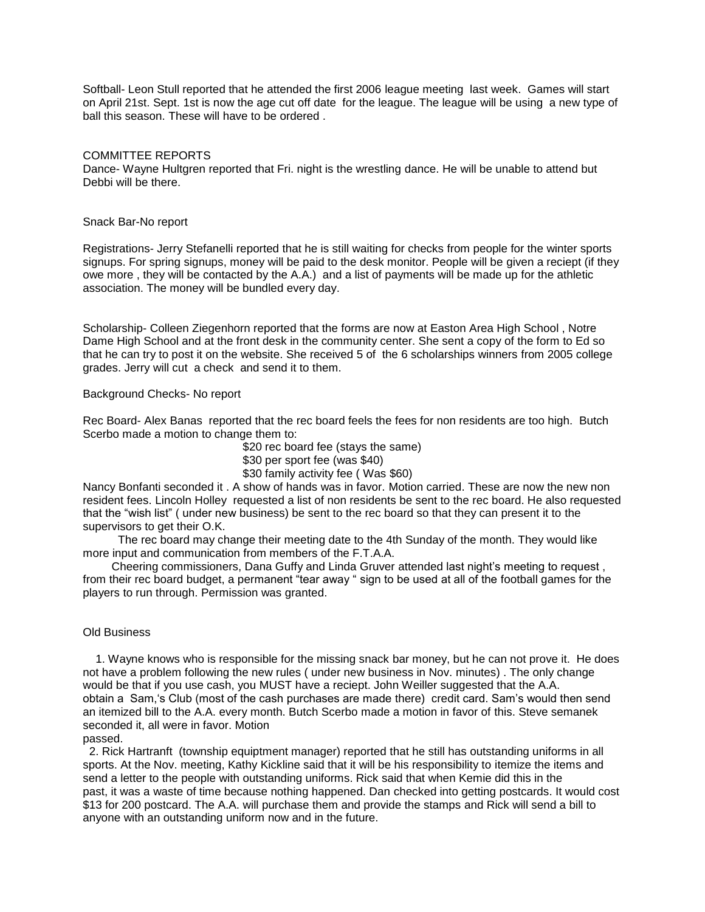Softball- Leon Stull reported that he attended the first 2006 league meeting last week. Games will start on April 21st. Sept. 1st is now the age cut off date for the league. The league will be using a new type of ball this season. These will have to be ordered .

COMMITTEE REPORTS

Dance- Wayne Hultgren reported that Fri. night is the wrestling dance. He will be unable to attend but Debbi will be there.

Snack Bar-No report

Registrations- Jerry Stefanelli reported that he is still waiting for checks from people for the winter sports signups. For spring signups, money will be paid to the desk monitor. People will be given a reciept (if they owe more , they will be contacted by the A.A.) and a list of payments will be made up for the athletic association. The money will be bundled every day.

Scholarship- Colleen Ziegenhorn reported that the forms are now at Easton Area High School , Notre Dame High School and at the front desk in the community center. She sent a copy of the form to Ed so that he can try to post it on the website. She received 5 of the 6 scholarships winners from 2005 college grades. Jerry will cut a check and send it to them.

Background Checks- No report

Rec Board- Alex Banas reported that the rec board feels the fees for non residents are too high. Butch Scerbo made a motion to change them to:

$20 rec board fee (stays the same)
$30 per sport fee (was $40)
$30 family activity fee ( Was $60)

Nancy Bonfanti seconded it . A show of hands was in favor. Motion carried. These are now the new non resident fees. Lincoln Holley requested a list of non residents be sent to the rec board. He also requested that the "wish list" ( under new business) be sent to the rec board so that they can present it to the supervisors to get their O.K.

The rec board may change their meeting date to the 4th Sunday of the month. They would like more input and communication from members of the F.T.A.A.

Cheering commissioners, Dana Guffy and Linda Gruver attended last night's meeting to request , from their rec board budget, a permanent "tear away " sign to be used at all of the football games for the players to run through. Permission was granted.

Old Business

1. Wayne knows who is responsible for the missing snack bar money, but he can not prove it. He does not have a problem following the new rules ( under new business in Nov. minutes) . The only change would be that if you use cash, you MUST have a reciept. John Weiller suggested that the A.A. obtain a Sam,'s Club (most of the cash purchases are made there) credit card. Sam's would then send an itemized bill to the A.A. every month. Butch Scerbo made a motion in favor of this. Steve semanek seconded it, all were in favor. Motion passed.
2. Rick Hartranft (township equiptment manager) reported that he still has outstanding uniforms in all sports. At the Nov. meeting, Kathy Kickline said that it will be his responsibility to itemize the items and send a letter to the people with outstanding uniforms. Rick said that when Kemie did this in the past, it was a waste of time because nothing happened. Dan checked into getting postcards. It would cost $13 for 200 postcard. The A.A. will purchase them and provide the stamps and Rick will send a bill to anyone with an outstanding uniform now and in the future.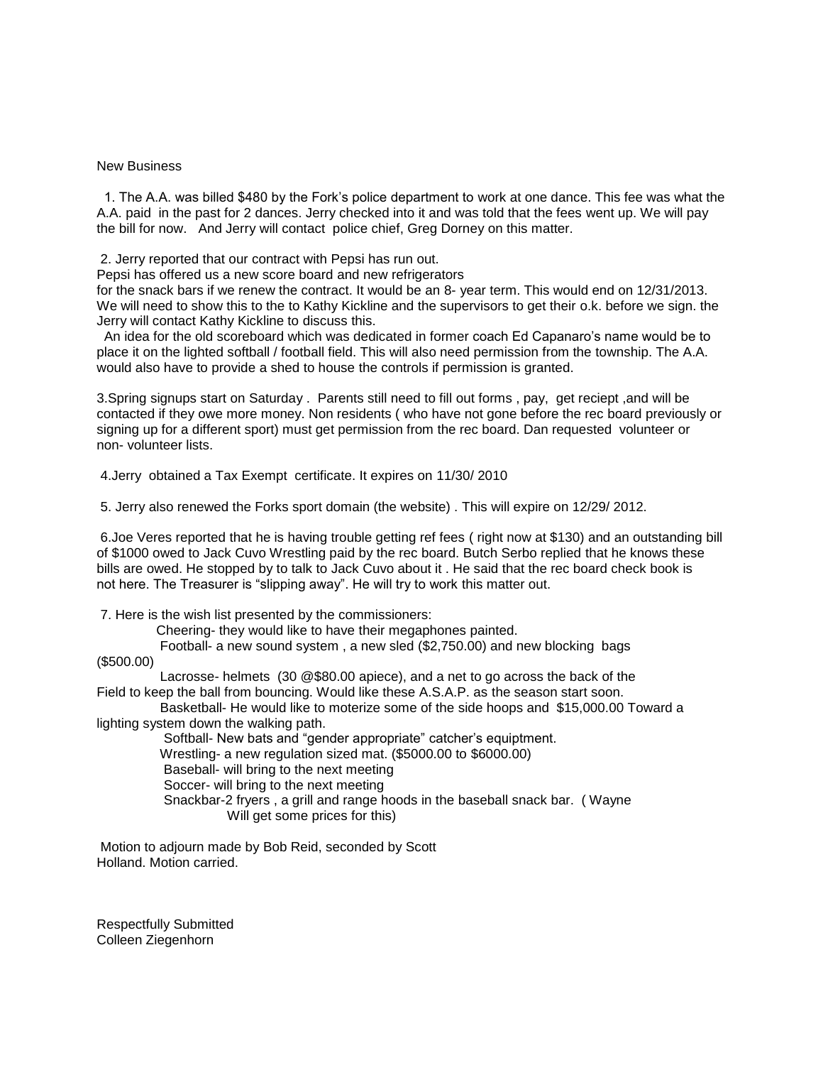New Business

1. The A.A. was billed $480 by the Fork's police department to work at one dance. This fee was what the A.A. paid in the past for 2 dances. Jerry checked into it and was told that the fees went up. We will pay the bill for now. And Jerry will contact police chief, Greg Dorney on this matter.

2. Jerry reported that our contract with Pepsi has run out.
Pepsi has offered us a new score board and new refrigerators
for the snack bars if we renew the contract. It would be an 8- year term. This would end on 12/31/2013. We will need to show this to the to Kathy Kickline and the supervisors to get their o.k. before we sign. the Jerry will contact Kathy Kickline to discuss this.
An idea for the old scoreboard which was dedicated in former coach Ed Capanaro's name would be to place it on the lighted softball / football field. This will also need permission from the township. The A.A. would also have to provide a shed to house the controls if permission is granted.

3. Spring signups start on Saturday . Parents still need to fill out forms , pay, get reciept ,and will be contacted if they owe more money. Non residents ( who have not gone before the rec board previously or signing up for a different sport) must get permission from the rec board. Dan requested volunteer or non- volunteer lists.

4. Jerry obtained a Tax Exempt certificate. It expires on 11/30/ 2010

5. Jerry also renewed the Forks sport domain (the website) . This will expire on 12/29/ 2012.

6. Joe Veres reported that he is having trouble getting ref fees ( right now at $130) and an outstanding bill of $1000 owed to Jack Cuvo Wrestling paid by the rec board. Butch Serbo replied that he knows these bills are owed. He stopped by to talk to Jack Cuvo about it . He said that the rec board check book is not here. The Treasurer is "slipping away". He will try to work this matter out.

7. Here is the wish list presented by the commissioners:
Cheering- they would like to have their megaphones painted.
Football- a new sound system , a new sled ($2,750.00) and new blocking bags ($500.00)
Lacrosse- helmets (30 @$80.00 apiece), and a net to go across the back of the Field to keep the ball from bouncing. Would like these A.S.A.P. as the season start soon.
Basketball- He would like to moterize some of the side hoops and $15,000.00 Toward a lighting system down the walking path.
Softball- New bats and "gender appropriate" catcher's equiptment.
Wrestling- a new regulation sized mat. ($5000.00 to $6000.00)
Baseball- will bring to the next meeting
Soccer- will bring to the next meeting
Snackbar-2 fryers , a grill and range hoods in the baseball snack bar. ( Wayne Will get some prices for this)

Motion to adjourn made by Bob Reid, seconded by Scott Holland. Motion carried.

Respectfully Submitted
Colleen Ziegenhorn